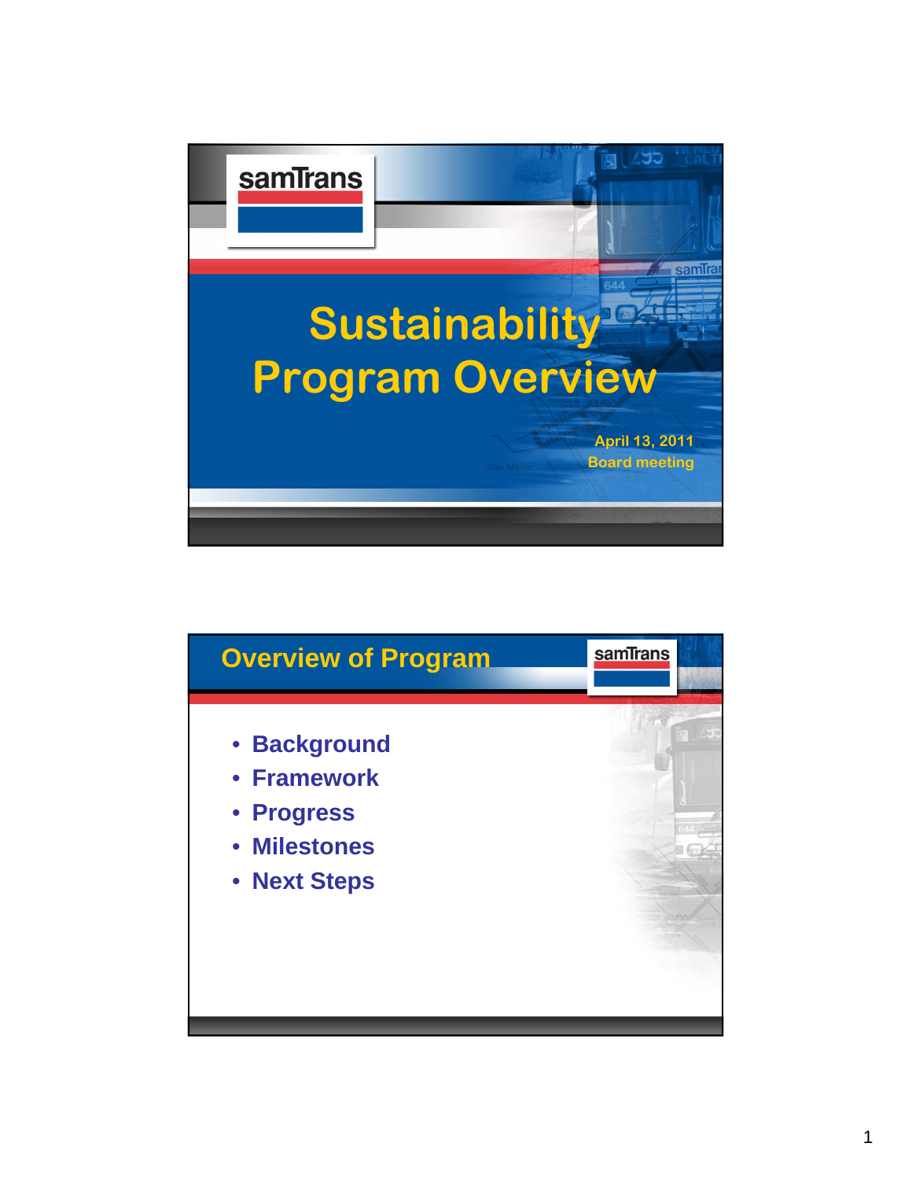# Sustainability Program Overview

April 13, 2011
Board meeting

## Overview of Program

- Background
- Framework
- Progress
- Milestones
- Next Steps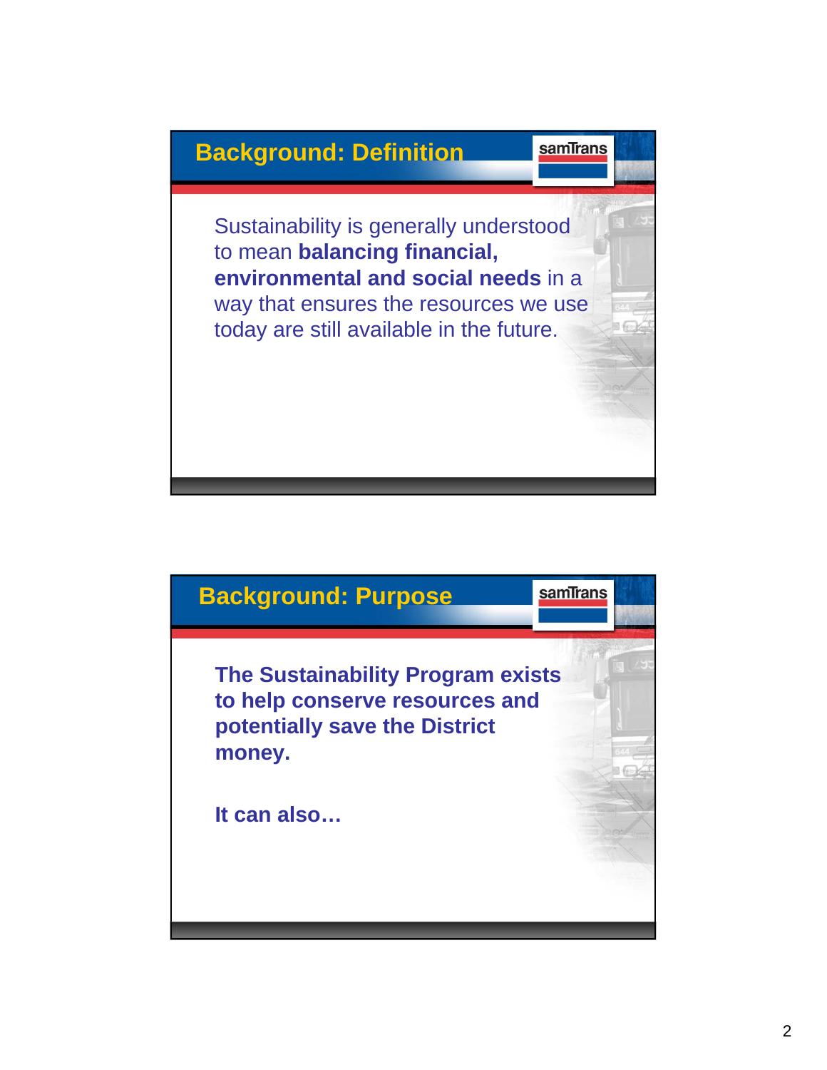## Background: Definition

Sustainability is generally understood to mean **balancing financial, environmental and social needs** in a way that ensures the resources we use today are still available in the future.

## Background: Purpose

**The Sustainability Program exists to help conserve resources and potentially save the District money.**

**It can also…**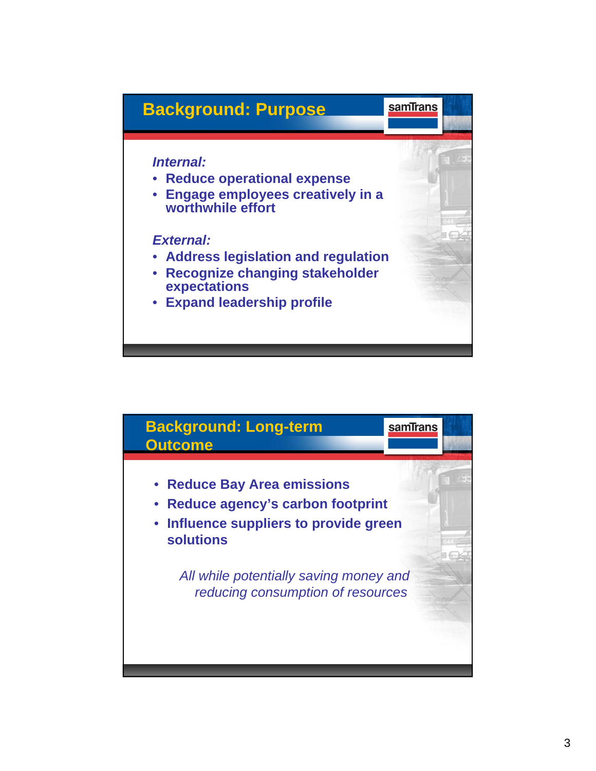## Background: Purpose

*Internal:*

- Reduce operational expense
- Engage employees creatively in a worthwhile effort

*External:*

- Address legislation and regulation
- Recognize changing stakeholder expectations
- Expand leadership profile

## Background: Long-term Outcome

- Reduce Bay Area emissions
- Reduce agency's carbon footprint
- Influence suppliers to provide green solutions

*All while potentially saving money and reducing consumption of resources*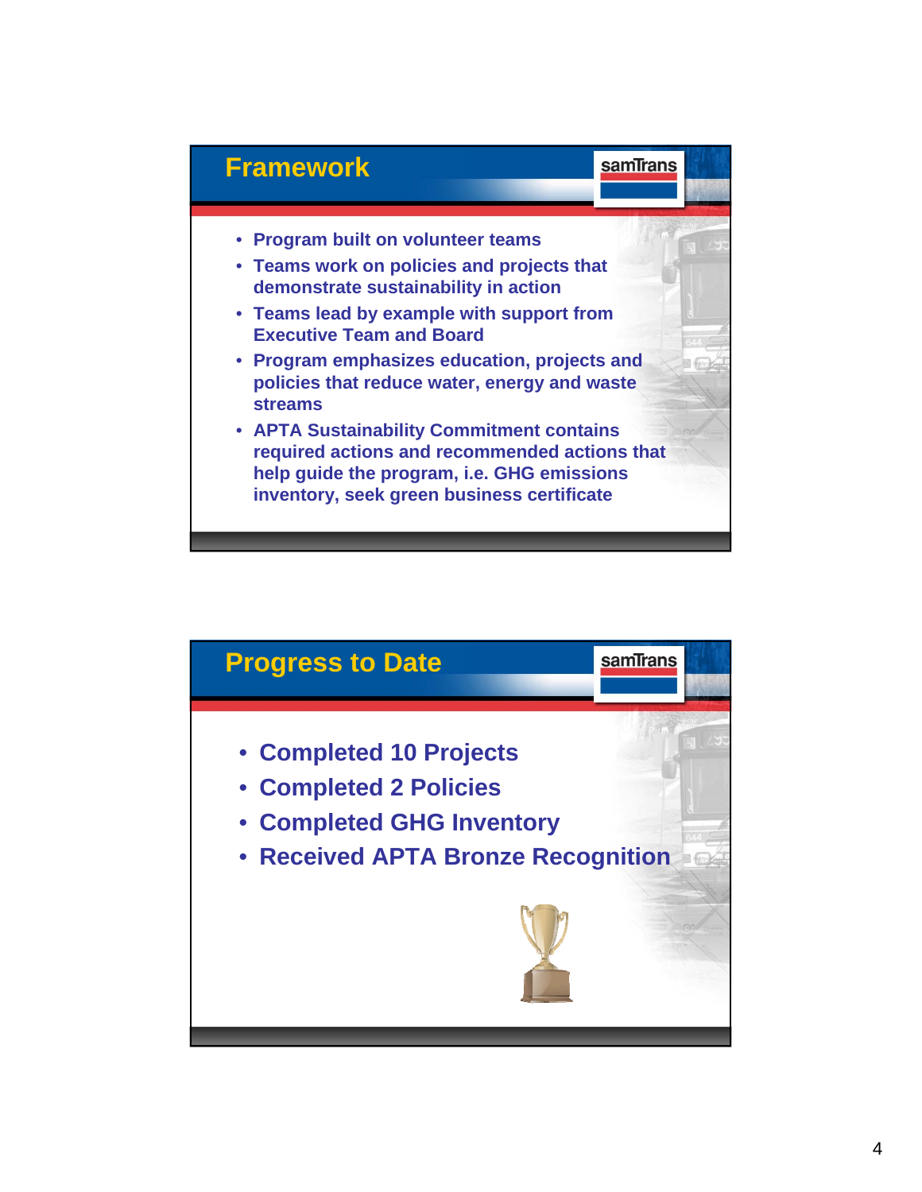## Framework

- Program built on volunteer teams
- Teams work on policies and projects that demonstrate sustainability in action
- Teams lead by example with support from Executive Team and Board
- Program emphasizes education, projects and policies that reduce water, energy and waste streams
- APTA Sustainability Commitment contains required actions and recommended actions that help guide the program, i.e. GHG emissions inventory, seek green business certificate

## Progress to Date

- Completed 10 Projects
- Completed 2 Policies
- Completed GHG Inventory
- Received APTA Bronze Recognition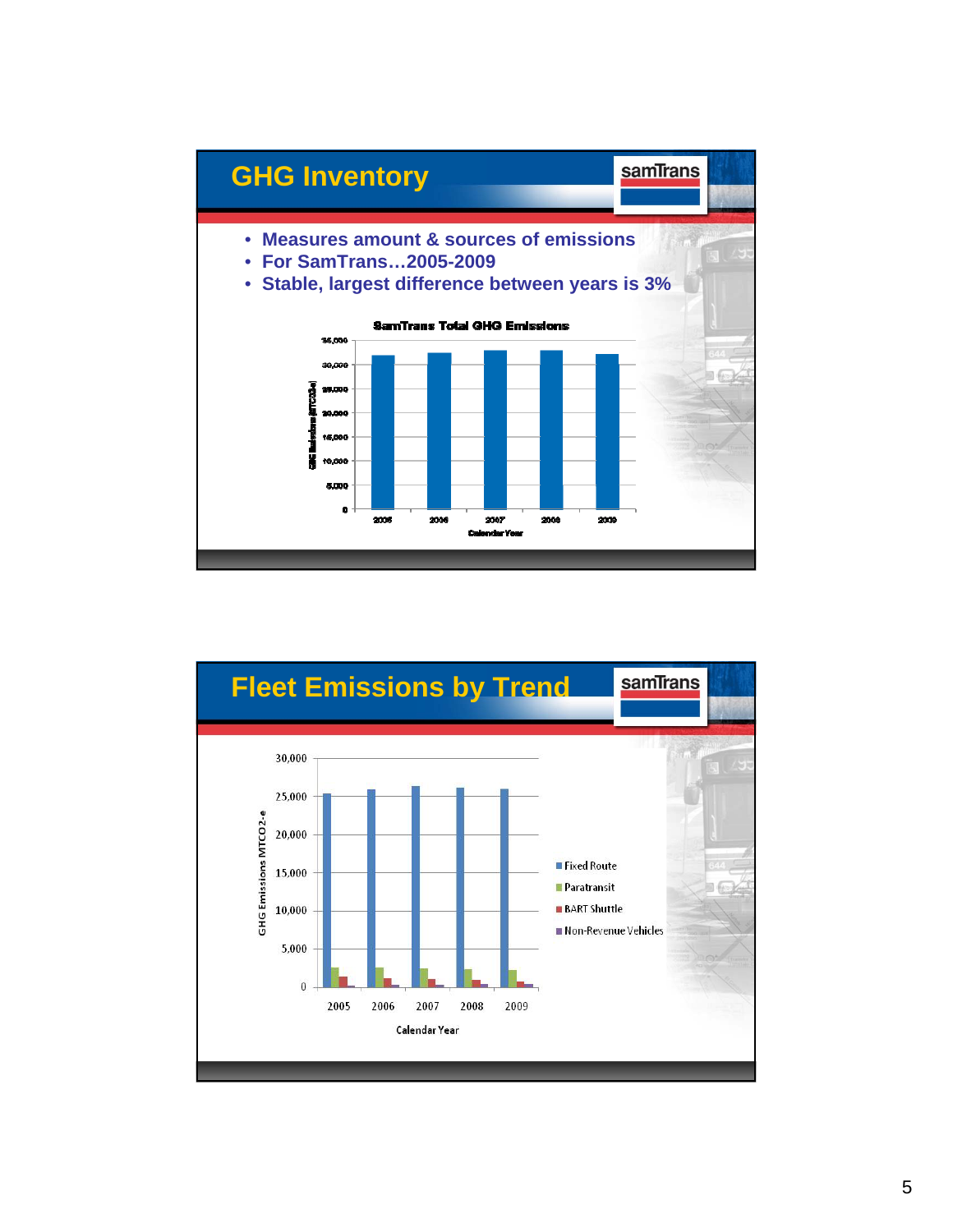## GHG Inventory

- Measures amount & sources of emissions
- For SamTrans…2005-2009
- Stable, largest difference between years is 3%

**SamTrans Total GHG Emissions**

GHG Emissions (MTCO2-e)

35,000 | 30,000 | 25,000 | 20,000 | 15,000 | 10,000 | 5,000 | 0

2005 | 2006 | 2007 | 2008 | 2009

Calendar Year

## Fleet Emissions by Trend

GHG Emissions MTCO2-e

30,000 | 25,000 | 20,000 | 15,000 | 10,000 | 5,000 | 0

2005 | 2006 | 2007 | 2008 | 2009

Calendar Year

- Fixed Route
- Paratransit
- BART Shuttle
- Non-Revenue Vehicles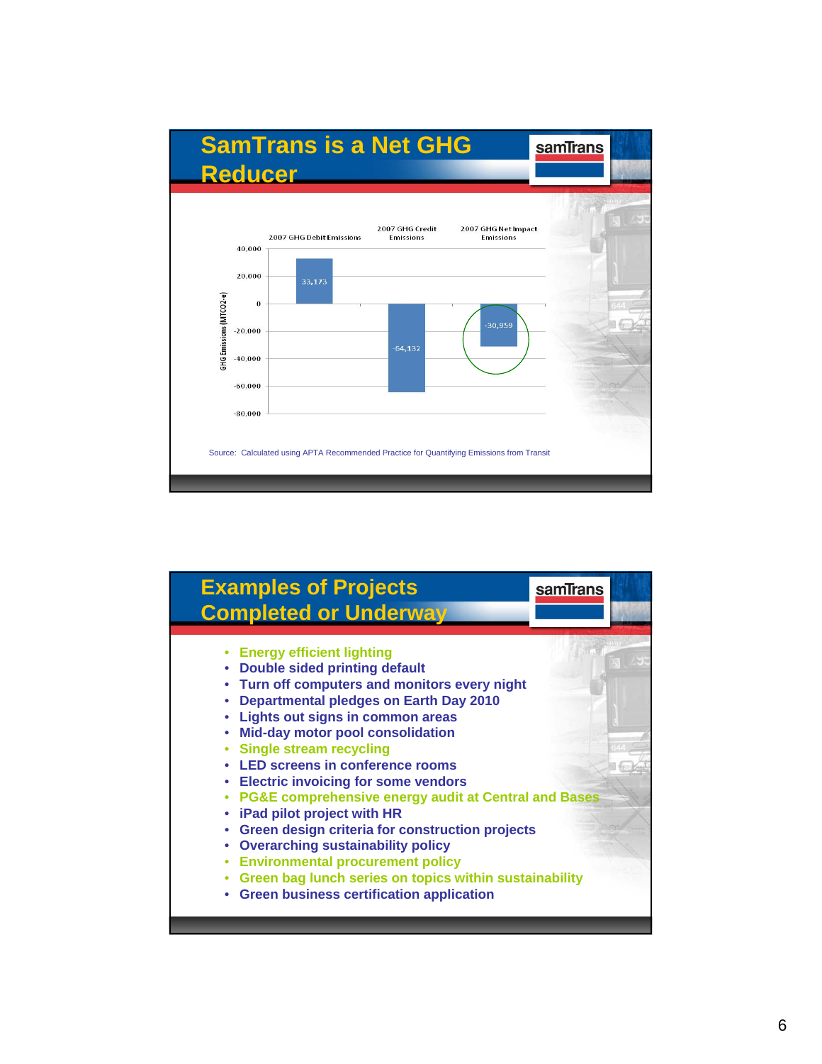## SamTrans is a Net GHG Reducer

| | 2007 GHG Debit Emissions | 2007 GHG Credit Emissions | 2007 GHG Net Impact Emissions |
|---|---|---|---|
| GHG Emissions (MTCO2-e) | 33,173 | -64,132 | -30,959 |

Source: Calculated using APTA Recommended Practice for Quantifying Emissions from Transit

## Examples of Projects Completed or Underway

- Energy efficient lighting
- Double sided printing default
- Turn off computers and monitors every night
- Departmental pledges on Earth Day 2010
- Lights out signs in common areas
- Mid-day motor pool consolidation
- Single stream recycling
- LED screens in conference rooms
- Electric invoicing for some vendors
- PG&E comprehensive energy audit at Central and Bases
- iPad pilot project with HR
- Green design criteria for construction projects
- Overarching sustainability policy
- Environmental procurement policy
- Green bag lunch series on topics within sustainability
- Green business certification application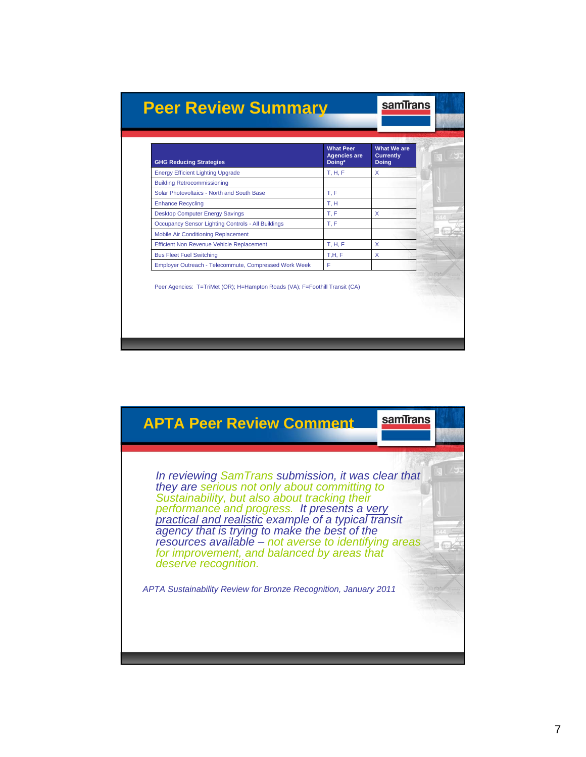## Peer Review Summary

| GHG Reducing Strategies | What Peer Agencies are Doing* | What We are Currently Doing |
|---|---|---|
| Energy Efficient Lighting Upgrade | T, H, F | X |
| Building Retrocommissioning | | |
| Solar Photovoltaics - North and South Base | T, F | |
| Enhance Recycling | T, H | |
| Desktop Computer Energy Savings | T, F | X |
| Occupancy Sensor Lighting Controls - All Buildings | T, F | |
| Mobile Air Conditioning Replacement | | |
| Efficient Non Revenue Vehicle Replacement | T, H, F | X |
| Bus Fleet Fuel Switching | T,H, F | X |
| Employer Outreach - Telecommute, Compressed Work Week | F | |

Peer Agencies: T=TriMet (OR); H=Hampton Roads (VA); F=Foothill Transit (CA)

## APTA Peer Review Comment

*In reviewing SamTrans submission, it was clear that they are serious not only about committing to Sustainability, but also about tracking their performance and progress. It presents a very practical and realistic example of a typical transit agency that is trying to make the best of the resources available – not averse to identifying areas for improvement, and balanced by areas that deserve recognition.*

*APTA Sustainability Review for Bronze Recognition, January 2011*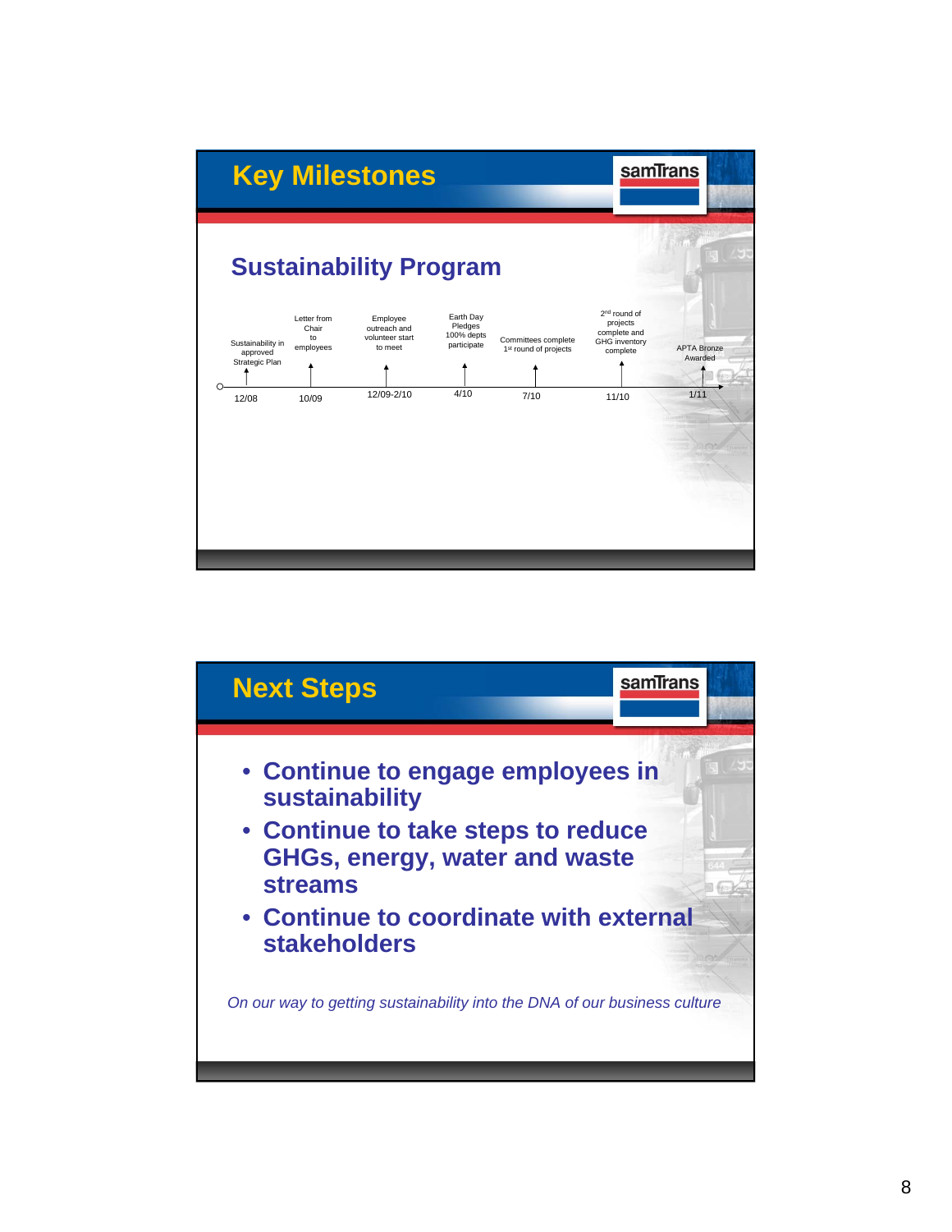## Key Milestones

### Sustainability Program

| Date | Milestone |
|---|---|
| 12/08 | Sustainability in approved Strategic Plan |
| 10/09 | Letter from Chair to employees |
| 12/09-2/10 | Employee outreach and volunteer start to meet |
| 4/10 | Earth Day Pledges 100% depts participate |
| 7/10 | Committees complete 1st round of projects |
| 11/10 | 2nd round of projects complete and GHG inventory complete |
| 1/11 | APTA Bronze Awarded |

## Next Steps

- Continue to engage employees in sustainability
- Continue to take steps to reduce GHGs, energy, water and waste streams
- Continue to coordinate with external stakeholders

*On our way to getting sustainability into the DNA of our business culture*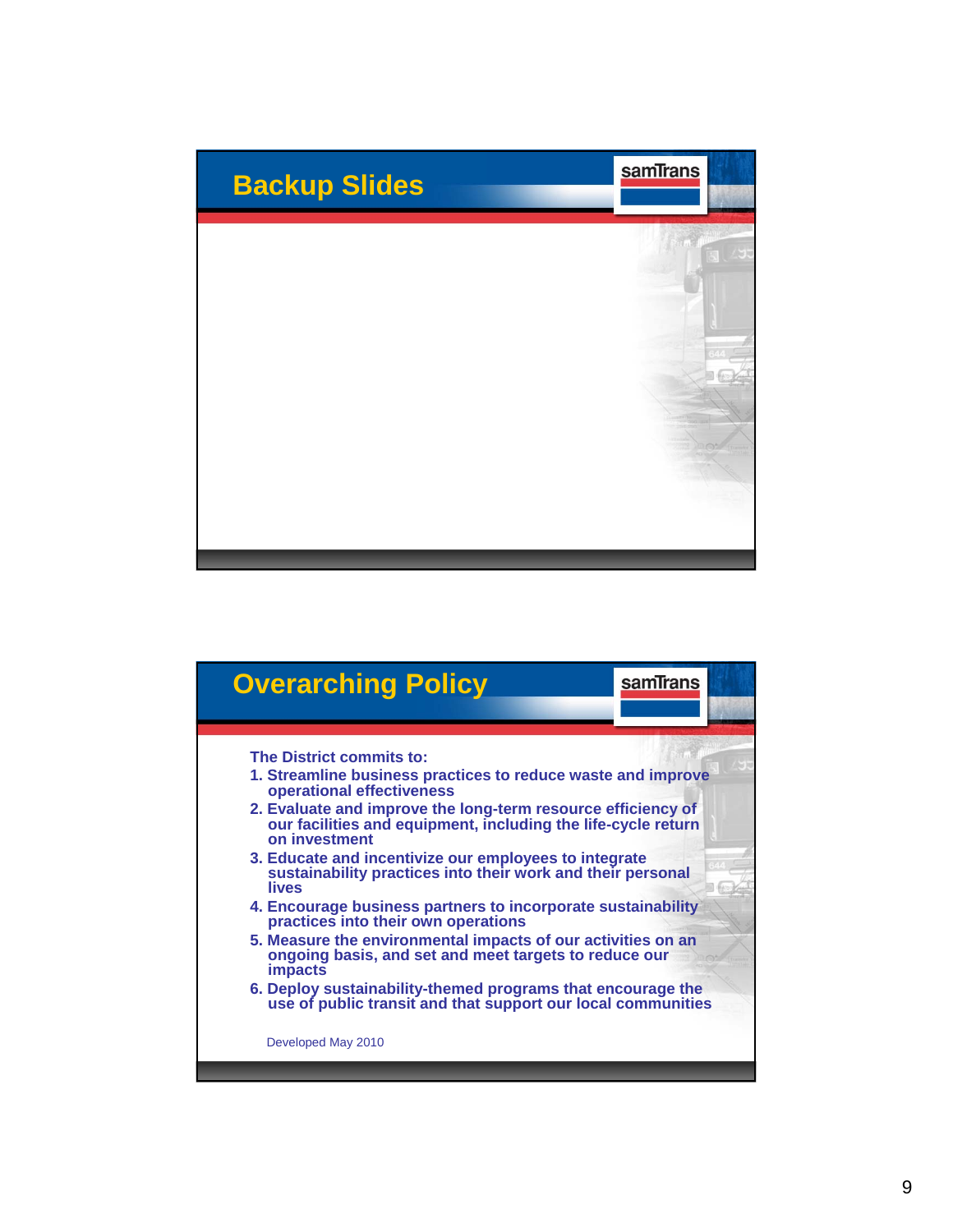## Backup Slides

## Overarching Policy

The District commits to:

1. Streamline business practices to reduce waste and improve operational effectiveness
2. Evaluate and improve the long-term resource efficiency of our facilities and equipment, including the life-cycle return on investment
3. Educate and incentivize our employees to integrate sustainability practices into their work and their personal lives
4. Encourage business partners to incorporate sustainability practices into their own operations
5. Measure the environmental impacts of our activities on an ongoing basis, and set and meet targets to reduce our impacts
6. Deploy sustainability-themed programs that encourage the use of public transit and that support our local communities

Developed May 2010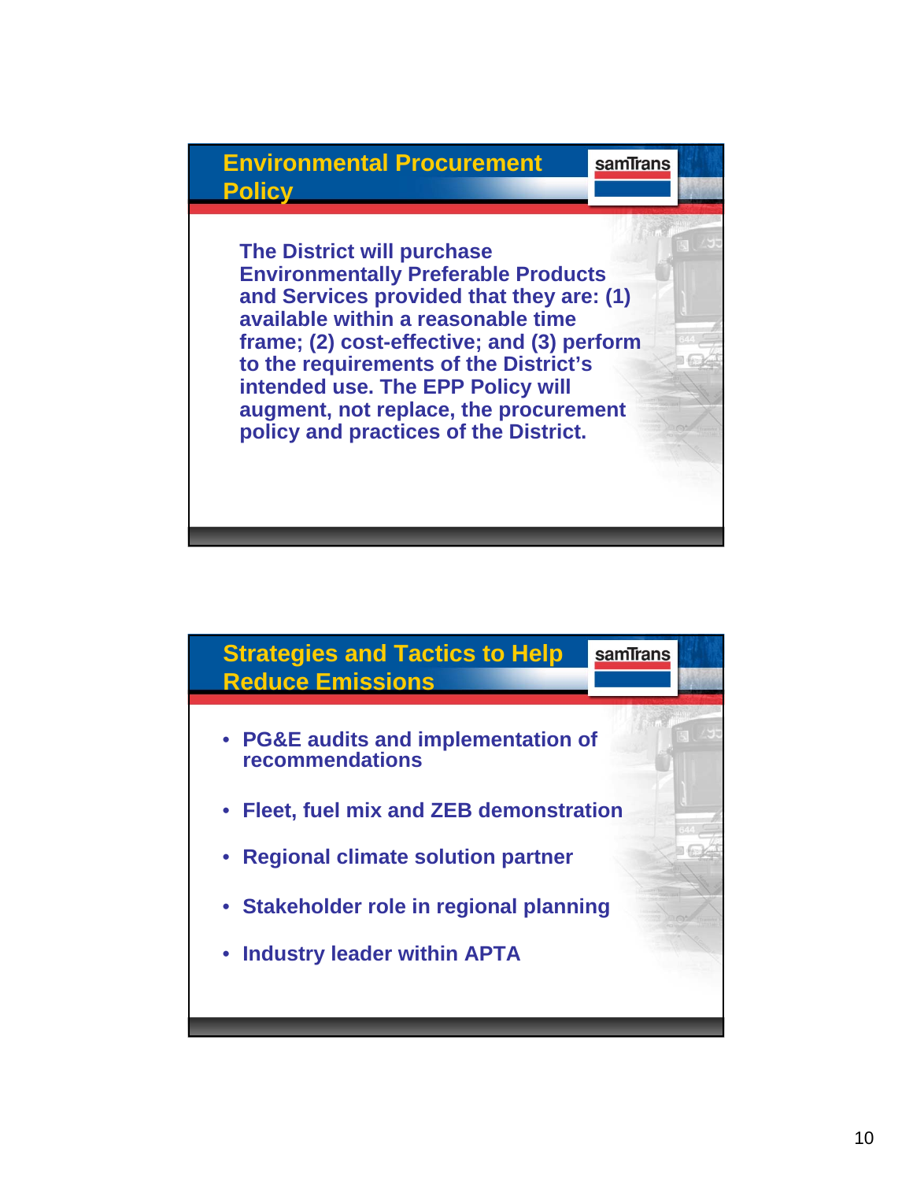## Environmental Procurement Policy

**The District will purchase Environmentally Preferable Products and Services provided that they are: (1) available within a reasonable time frame; (2) cost-effective; and (3) perform to the requirements of the District's intended use. The EPP Policy will augment, not replace, the procurement policy and practices of the District.**

## Strategies and Tactics to Help Reduce Emissions

- **PG&E audits and implementation of recommendations**
- **Fleet, fuel mix and ZEB demonstration**
- **Regional climate solution partner**
- **Stakeholder role in regional planning**
- **Industry leader within APTA**